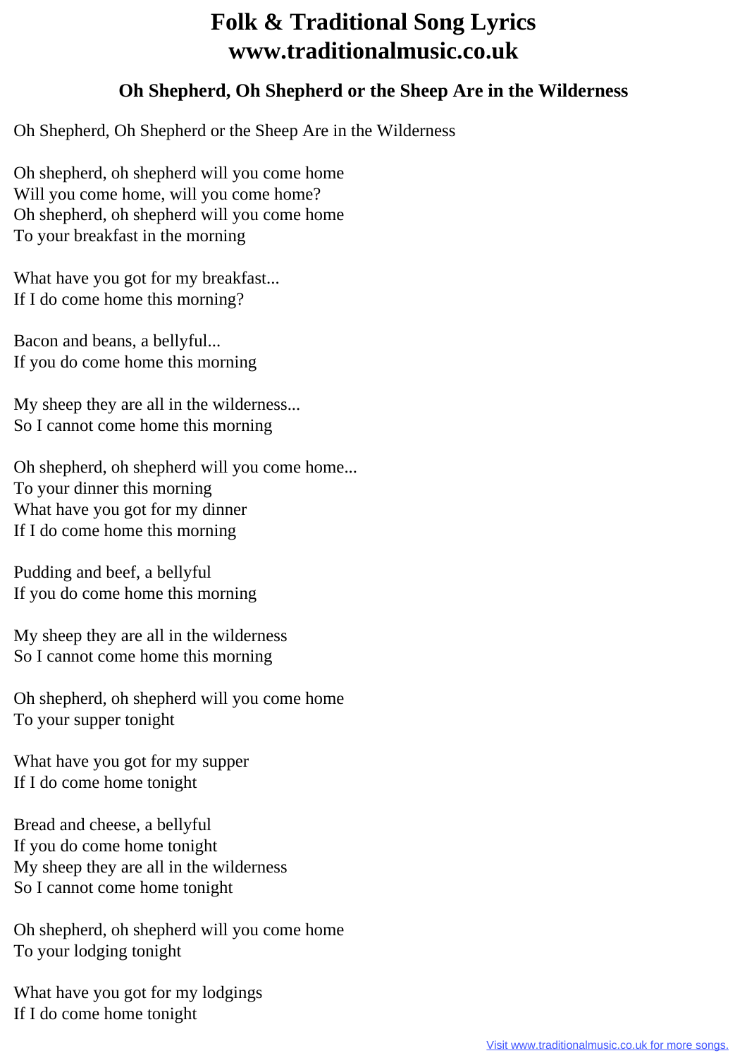# Folk & Traditional Song Lyrics
# www.traditionalmusic.co.uk

### Oh Shepherd, Oh Shepherd or the Sheep Are in the Wilderness

Oh Shepherd, Oh Shepherd or the Sheep Are in the Wilderness

Oh shepherd, oh shepherd will you come home
Will you come home, will you come home?
Oh shepherd, oh shepherd will you come home
To your breakfast in the morning

What have you got for my breakfast...
If I do come home this morning?

Bacon and beans, a bellyful...
If you do come home this morning

My sheep they are all in the wilderness...
So I cannot come home this morning

Oh shepherd, oh shepherd will you come home...
To your dinner this morning
What have you got for my dinner
If I do come home this morning

Pudding and beef, a bellyful
If you do come home this morning

My sheep they are all in the wilderness
So I cannot come home this morning

Oh shepherd, oh shepherd will you come home
To your supper tonight

What have you got for my supper
If I do come home tonight

Bread and cheese, a bellyful
If you do come home tonight
My sheep they are all in the wilderness
So I cannot come home tonight

Oh shepherd, oh shepherd will you come home
To your lodging tonight

What have you got for my lodgings
If I do come home tonight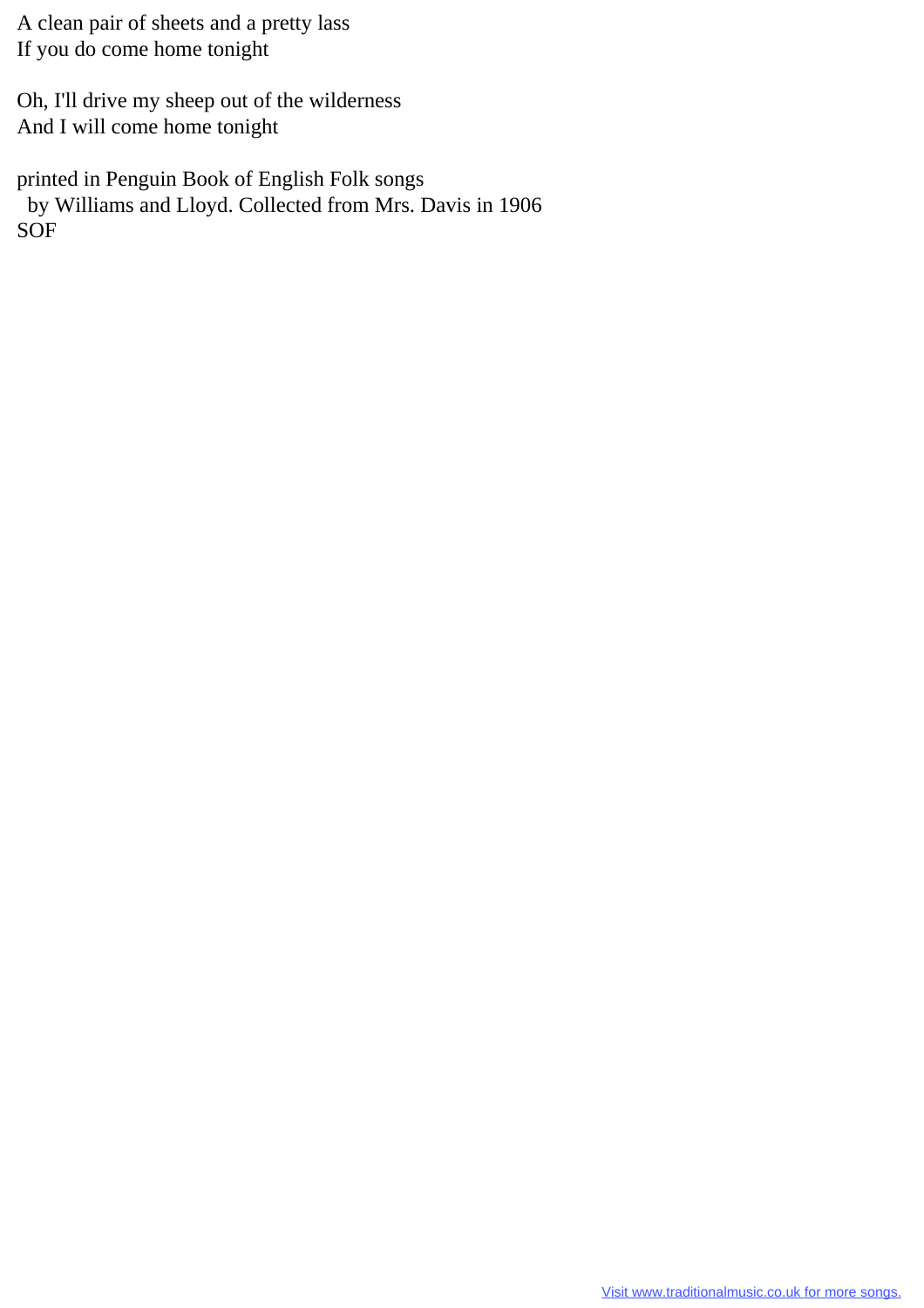A clean pair of sheets and a pretty lass
If you do come home tonight

Oh, I'll drive my sheep out of the wilderness
And I will come home tonight

printed in Penguin Book of English Folk songs
by Williams and Lloyd. Collected from Mrs. Davis in 1906
SOF